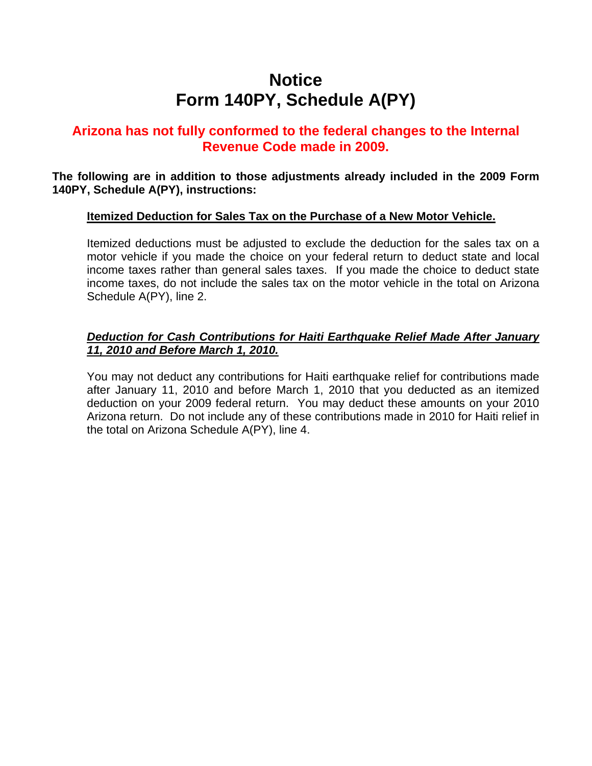# Notice
# Form 140PY, Schedule A(PY)

## Arizona has not fully conformed to the federal changes to the Internal Revenue Code made in 2009.

**The following are in addition to those adjustments already included in the 2009 Form 140PY, Schedule A(PY), instructions:**

### Itemized Deduction for Sales Tax on the Purchase of a New Motor Vehicle.

Itemized deductions must be adjusted to exclude the deduction for the sales tax on a motor vehicle if you made the choice on your federal return to deduct state and local income taxes rather than general sales taxes. If you made the choice to deduct state income taxes, do not include the sales tax on the motor vehicle in the total on Arizona Schedule A(PY), line 2.

### *Deduction for Cash Contributions for Haiti Earthquake Relief Made After January 11, 2010 and Before March 1, 2010.*

You may not deduct any contributions for Haiti earthquake relief for contributions made after January 11, 2010 and before March 1, 2010 that you deducted as an itemized deduction on your 2009 federal return. You may deduct these amounts on your 2010 Arizona return. Do not include any of these contributions made in 2010 for Haiti relief in the total on Arizona Schedule A(PY), line 4.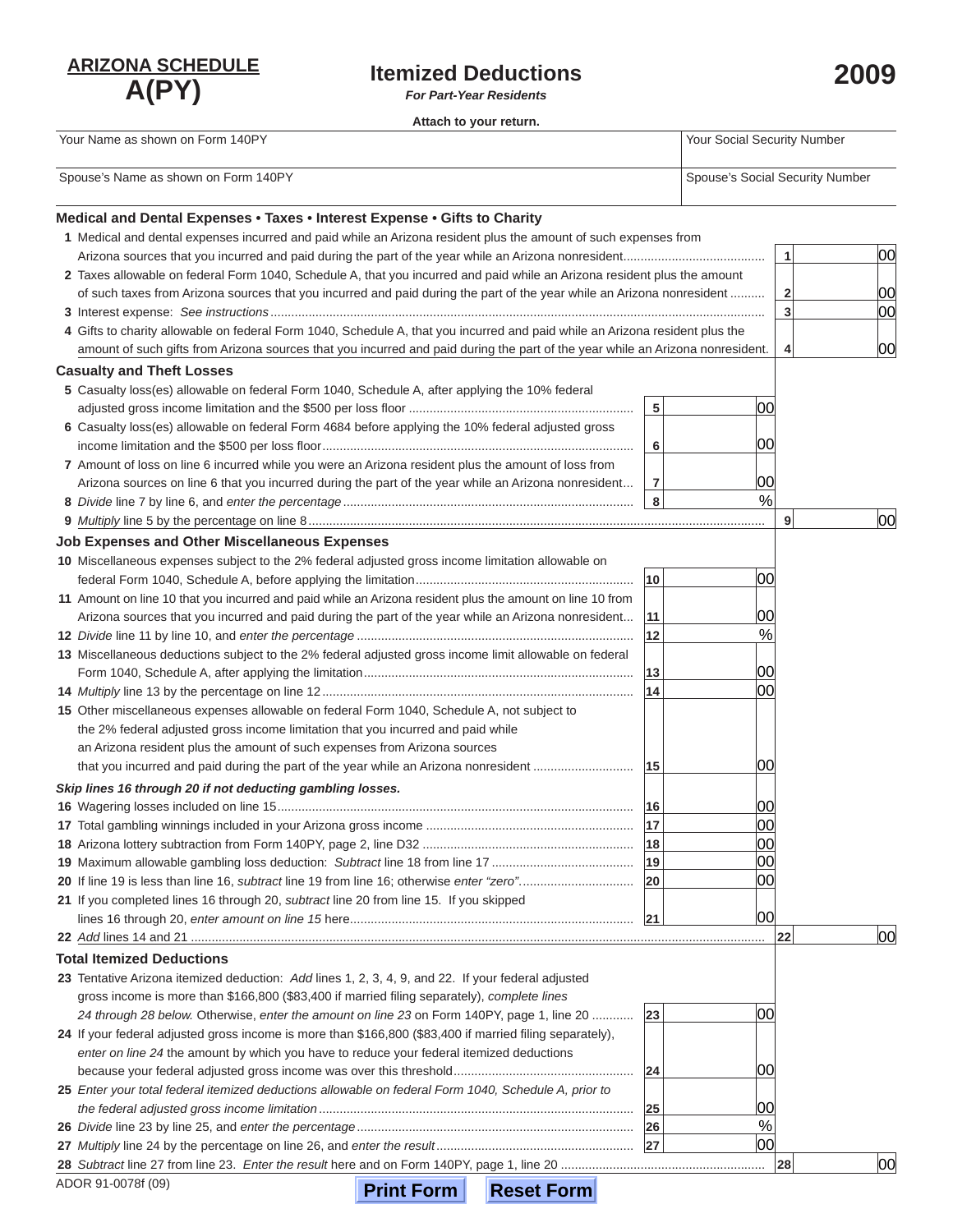# ARIZONA SCHEDULE A(PY)

## Itemized Deductions

*For Part-Year Residents*

**2009**

**Attach to your return.**

| Your Name as shown on Form 140PY | Your Social Security Number |
|---|---|
| Spouse's Name as shown on Form 140PY | Spouse's Social Security Number |

### Medical and Dental Expenses • Taxes • Interest Expense • Gifts to Charity

| | | | | |
|---|---|---|---|---|
| **1** Medical and dental expenses incurred and paid while an Arizona resident plus the amount of such expenses from Arizona sources that you incurred and paid during the part of the year while an Arizona nonresident | | | 1 | 00 |
| **2** Taxes allowable on federal Form 1040, Schedule A, that you incurred and paid while an Arizona resident plus the amount of such taxes from Arizona sources that you incurred and paid during the part of the year while an Arizona nonresident | | | 2 | 00 |
| **3** Interest expense: *See instructions* | | | 3 | 00 |
| **4** Gifts to charity allowable on federal Form 1040, Schedule A, that you incurred and paid while an Arizona resident plus the amount of such gifts from Arizona sources that you incurred and paid during the part of the year while an Arizona nonresident. | | | 4 | 00 |

### Casualty and Theft Losses

| | | | | |
|---|---|---|---|---|
| **5** Casualty loss(es) allowable on federal Form 1040, Schedule A, after applying the 10% federal adjusted gross income limitation and the $500 per loss floor | 5 | 00 | | |
| **6** Casualty loss(es) allowable on federal Form 4684 before applying the 10% federal adjusted gross income limitation and the $500 per loss floor | 6 | 00 | | |
| **7** Amount of loss on line 6 incurred while you were an Arizona resident plus the amount of loss from Arizona sources on line 6 that you incurred during the part of the year while an Arizona nonresident | 7 | 00 | | |
| **8** *Divide* line 7 by line 6, and *enter the percentage* | 8 | % | | |
| **9** *Multiply* line 5 by the percentage on line 8 | | | 9 | 00 |

### Job Expenses and Other Miscellaneous Expenses

| | | | | |
|---|---|---|---|---|
| **10** Miscellaneous expenses subject to the 2% federal adjusted gross income limitation allowable on federal Form 1040, Schedule A, before applying the limitation | 10 | 00 | | |
| **11** Amount on line 10 that you incurred and paid while an Arizona resident plus the amount on line 10 from Arizona sources that you incurred and paid during the part of the year while an Arizona nonresident | 11 | 00 | | |
| **12** *Divide* line 11 by line 10, and *enter the percentage* | 12 | % | | |
| **13** Miscellaneous deductions subject to the 2% federal adjusted gross income limit allowable on federal Form 1040, Schedule A, after applying the limitation | 13 | 00 | | |
| **14** *Multiply* line 13 by the percentage on line 12 | 14 | 00 | | |
| **15** Other miscellaneous expenses allowable on federal Form 1040, Schedule A, not subject to the 2% federal adjusted gross income limitation that you incurred and paid while an Arizona resident plus the amount of such expenses from Arizona sources that you incurred and paid during the part of the year while an Arizona nonresident | 15 | 00 | | |
| ***Skip lines 16 through 20 if not deducting gambling losses.*** | | | | |
| **16** Wagering losses included on line 15 | 16 | 00 | | |
| **17** Total gambling winnings included in your Arizona gross income | 17 | 00 | | |
| **18** Arizona lottery subtraction from Form 140PY, page 2, line D32 | 18 | 00 | | |
| **19** Maximum allowable gambling loss deduction: *Subtract* line 18 from line 17 | 19 | 00 | | |
| **20** If line 19 is less than line 16, *subtract* line 19 from line 16; otherwise *enter "zero"* | 20 | 00 | | |
| **21** If you completed lines 16 through 20, *subtract* line 20 from line 15. If you skipped lines 16 through 20, *enter amount on line 15* here | 21 | 00 | | |
| **22** *Add* lines 14 and 21 | | | 22 | 00 |

### Total Itemized Deductions

| | | | | |
|---|---|---|---|---|
| **23** Tentative Arizona itemized deduction: *Add* lines 1, 2, 3, 4, 9, and 22. If your federal adjusted gross income is more than $166,800 ($83,400 if married filing separately), *complete lines 24 through 28 below.* Otherwise, *enter the amount on line 23* on Form 140PY, page 1, line 20 | 23 | 00 | | |
| **24** If your federal adjusted gross income is more than $166,800 ($83,400 if married filing separately), *enter on line 24* the amount by which you have to reduce your federal itemized deductions because your federal adjusted gross income was over this threshold | 24 | 00 | | |
| **25** *Enter your total federal itemized deductions allowable on federal Form 1040, Schedule A, prior to the federal adjusted gross income limitation* | 25 | 00 | | |
| **26** *Divide* line 23 by line 25, and *enter the percentage* | 26 | % | | |
| **27** *Multiply* line 24 by the percentage on line 26, and *enter the result* | 27 | 00 | | |
| **28** *Subtract* line 27 from line 23. *Enter the result* here and on Form 140PY, page 1, line 20 | | | 28 | 00 |

ADOR 91-0078f (09)